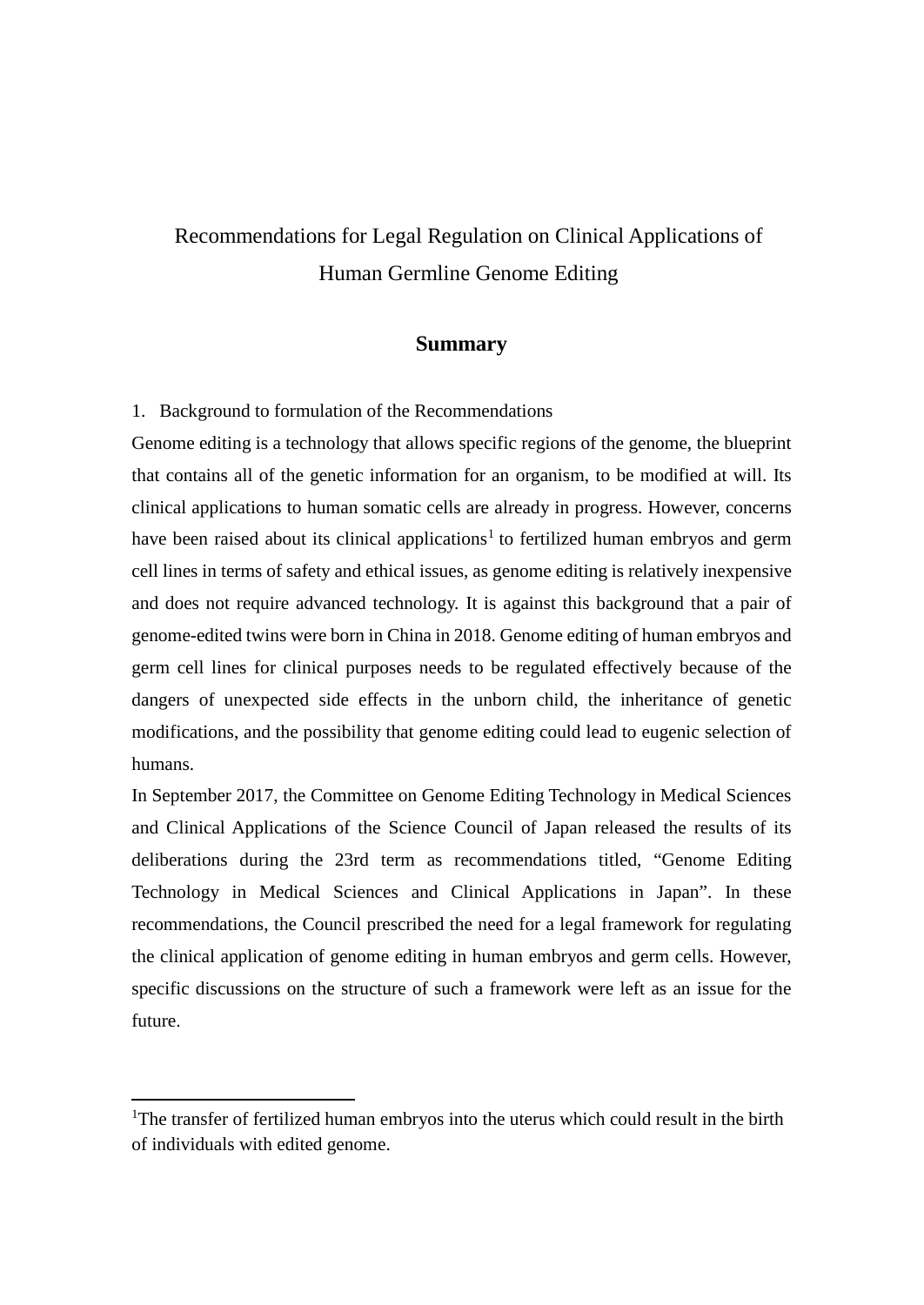# Recommendations for Legal Regulation on Clinical Applications of Human Germline Genome Editing

## Summary

1. Background to formulation of the Recommendations

Genome editing is a technology that allows specific regions of the genome, the blueprint that contains all of the genetic information for an organism, to be modified at will. Its clinical applications to human somatic cells are already in progress. However, concerns have been raised about its clinical applications[1] to fertilized human embryos and germ cell lines in terms of safety and ethical issues, as genome editing is relatively inexpensive and does not require advanced technology. It is against this background that a pair of genome-edited twins were born in China in 2018. Genome editing of human embryos and germ cell lines for clinical purposes needs to be regulated effectively because of the dangers of unexpected side effects in the unborn child, the inheritance of genetic modifications, and the possibility that genome editing could lead to eugenic selection of humans.

In September 2017, the Committee on Genome Editing Technology in Medical Sciences and Clinical Applications of the Science Council of Japan released the results of its deliberations during the 23rd term as recommendations titled, "Genome Editing Technology in Medical Sciences and Clinical Applications in Japan". In these recommendations, the Council prescribed the need for a legal framework for regulating the clinical application of genome editing in human embryos and germ cells. However, specific discussions on the structure of such a framework were left as an issue for the future.

---

[1] The transfer of fertilized human embryos into the uterus which could result in the birth of individuals with edited genome.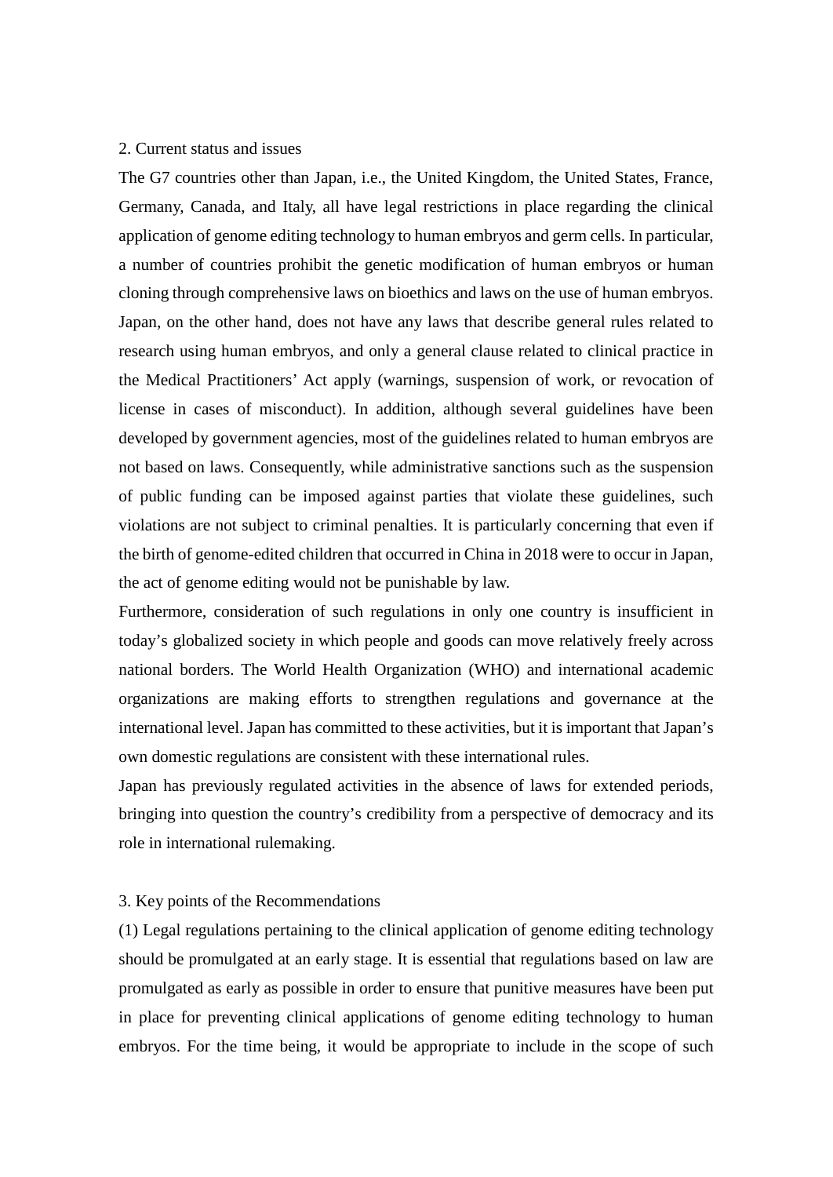## 2. Current status and issues

The G7 countries other than Japan, i.e., the United Kingdom, the United States, France, Germany, Canada, and Italy, all have legal restrictions in place regarding the clinical application of genome editing technology to human embryos and germ cells. In particular, a number of countries prohibit the genetic modification of human embryos or human cloning through comprehensive laws on bioethics and laws on the use of human embryos. Japan, on the other hand, does not have any laws that describe general rules related to research using human embryos, and only a general clause related to clinical practice in the Medical Practitioners' Act apply (warnings, suspension of work, or revocation of license in cases of misconduct). In addition, although several guidelines have been developed by government agencies, most of the guidelines related to human embryos are not based on laws. Consequently, while administrative sanctions such as the suspension of public funding can be imposed against parties that violate these guidelines, such violations are not subject to criminal penalties. It is particularly concerning that even if the birth of genome-edited children that occurred in China in 2018 were to occur in Japan, the act of genome editing would not be punishable by law.

Furthermore, consideration of such regulations in only one country is insufficient in today's globalized society in which people and goods can move relatively freely across national borders. The World Health Organization (WHO) and international academic organizations are making efforts to strengthen regulations and governance at the international level. Japan has committed to these activities, but it is important that Japan's own domestic regulations are consistent with these international rules.

Japan has previously regulated activities in the absence of laws for extended periods, bringing into question the country's credibility from a perspective of democracy and its role in international rulemaking.

## 3. Key points of the Recommendations

(1) Legal regulations pertaining to the clinical application of genome editing technology should be promulgated at an early stage. It is essential that regulations based on law are promulgated as early as possible in order to ensure that punitive measures have been put in place for preventing clinical applications of genome editing technology to human embryos. For the time being, it would be appropriate to include in the scope of such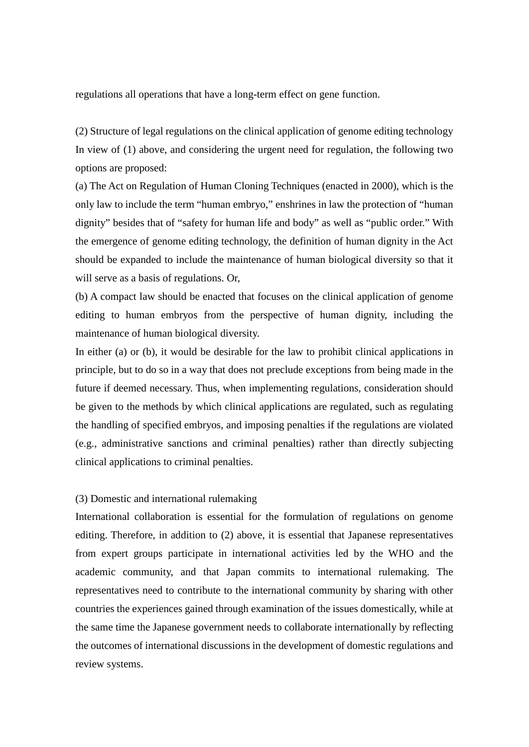regulations all operations that have a long-term effect on gene function.

(2) Structure of legal regulations on the clinical application of genome editing technology

In view of (1) above, and considering the urgent need for regulation, the following two options are proposed:

(a) The Act on Regulation of Human Cloning Techniques (enacted in 2000), which is the only law to include the term "human embryo," enshrines in law the protection of "human dignity" besides that of "safety for human life and body" as well as "public order." With the emergence of genome editing technology, the definition of human dignity in the Act should be expanded to include the maintenance of human biological diversity so that it will serve as a basis of regulations. Or,

(b) A compact law should be enacted that focuses on the clinical application of genome editing to human embryos from the perspective of human dignity, including the maintenance of human biological diversity.

In either (a) or (b), it would be desirable for the law to prohibit clinical applications in principle, but to do so in a way that does not preclude exceptions from being made in the future if deemed necessary. Thus, when implementing regulations, consideration should be given to the methods by which clinical applications are regulated, such as regulating the handling of specified embryos, and imposing penalties if the regulations are violated (e.g., administrative sanctions and criminal penalties) rather than directly subjecting clinical applications to criminal penalties.

(3) Domestic and international rulemaking

International collaboration is essential for the formulation of regulations on genome editing. Therefore, in addition to (2) above, it is essential that Japanese representatives from expert groups participate in international activities led by the WHO and the academic community, and that Japan commits to international rulemaking. The representatives need to contribute to the international community by sharing with other countries the experiences gained through examination of the issues domestically, while at the same time the Japanese government needs to collaborate internationally by reflecting the outcomes of international discussions in the development of domestic regulations and review systems.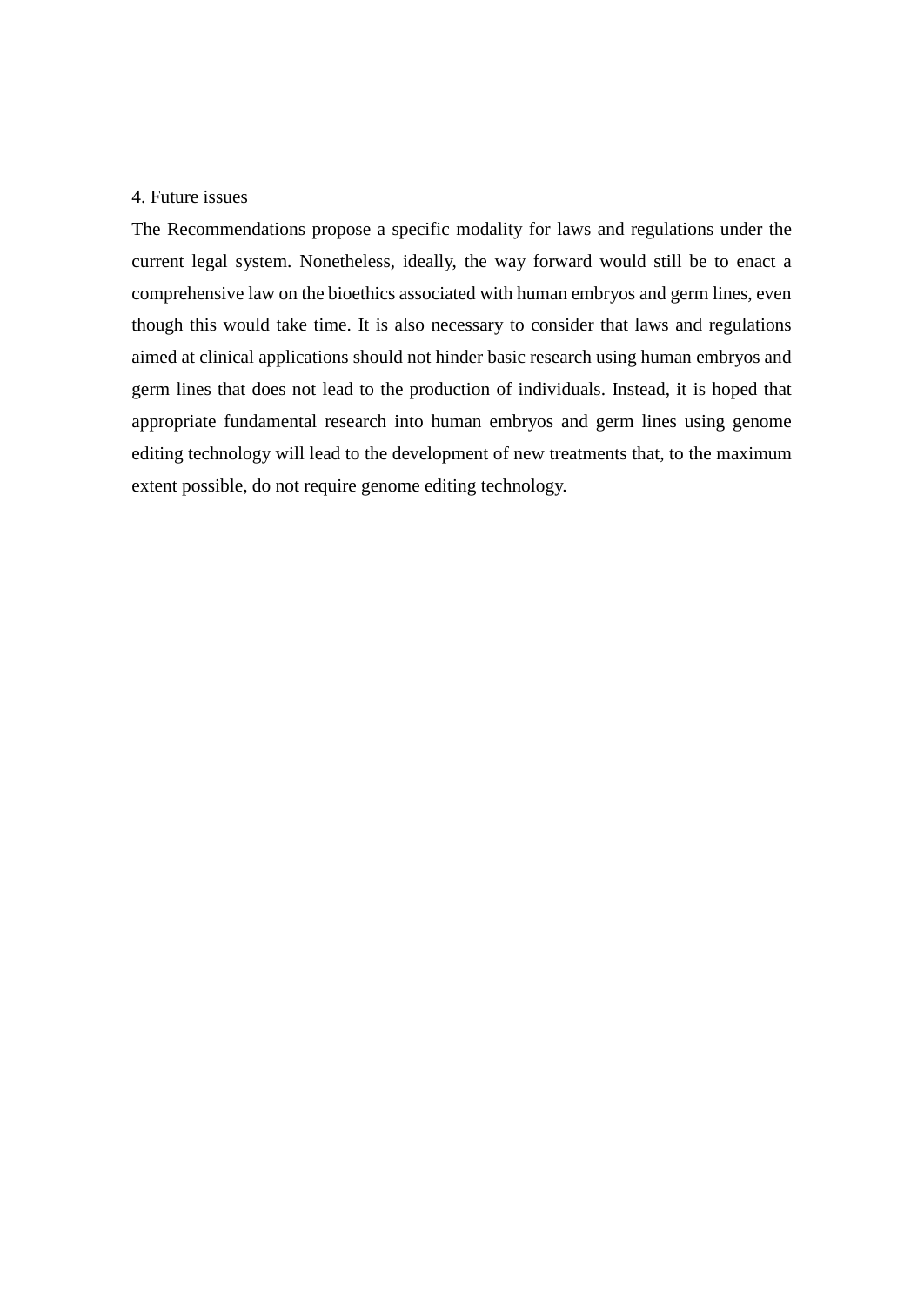## 4. Future issues

The Recommendations propose a specific modality for laws and regulations under the current legal system. Nonetheless, ideally, the way forward would still be to enact a comprehensive law on the bioethics associated with human embryos and germ lines, even though this would take time. It is also necessary to consider that laws and regulations aimed at clinical applications should not hinder basic research using human embryos and germ lines that does not lead to the production of individuals. Instead, it is hoped that appropriate fundamental research into human embryos and germ lines using genome editing technology will lead to the development of new treatments that, to the maximum extent possible, do not require genome editing technology.